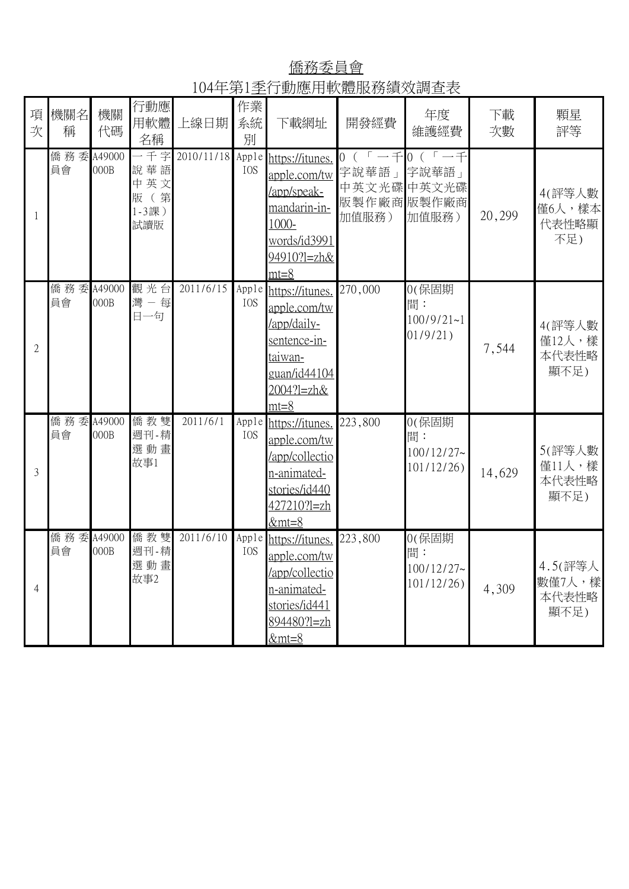# 僑務委員會

## 104年第1季行動應用軟體服務績效調查表

| 項次 | 機關名稱 | 機關代碼 | 行動應用軟體名稱 | 上線日期 | 作業系統別 | 下載網址 | 開發經費 | 年度維護經費 | 下載次數 | 顆星評等 |
|---|---|---|---|---|---|---|---|---|---|---|
| 1 | 僑務委員會 | A49000000B | 一千字說華語中英文版（第1-3課）試讀版 | 2010/11/18 | Apple IOS | https://itunes.apple.com/tw/app/speak-mandarin-in-1000-words/id399194910?l=zh&mt=8 | 0（「一千字說華語」中英文光碟版製作廠商加值服務） | 0（「一千字說華語」中英文光碟版製作廠商加值服務） | 20,299 | 4(評等人數僅6人，樣本代表性略顯不足) |
| 2 | 僑務委員會 | A49000000B | 觀光台灣－每日一句 | 2011/6/15 | Apple IOS | https://itunes.apple.com/tw/app/daily-sentence-in-taiwan-guan/id441042004?l=zh&mt=8 | 270,000 | 0(保固期間：100/9/21~101/9/21) | 7,544 | 4(評等人數僅12人，樣本代表性略顯不足) |
| 3 | 僑務委員會 | A49000000B | 僑教雙週刊-精選動畫故事1 | 2011/6/1 | Apple IOS | https://itunes.apple.com/tw/app/collection-animated-stories/id440427210?l=zh&mt=8 | 223,800 | 0(保固期間：100/12/27~101/12/26) | 14,629 | 5(評等人數僅11人，樣本代表性略顯不足) |
| 4 | 僑務委員會 | A49000000B | 僑教雙週刊-精選動畫故事2 | 2011/6/10 | Apple IOS | https://itunes.apple.com/tw/app/collection-animated-stories/id441894480?l=zh&mt=8 | 223,800 | 0(保固期間：100/12/27~101/12/26) | 4,309 | 4.5(評等人數僅7人，樣本代表性略顯不足) |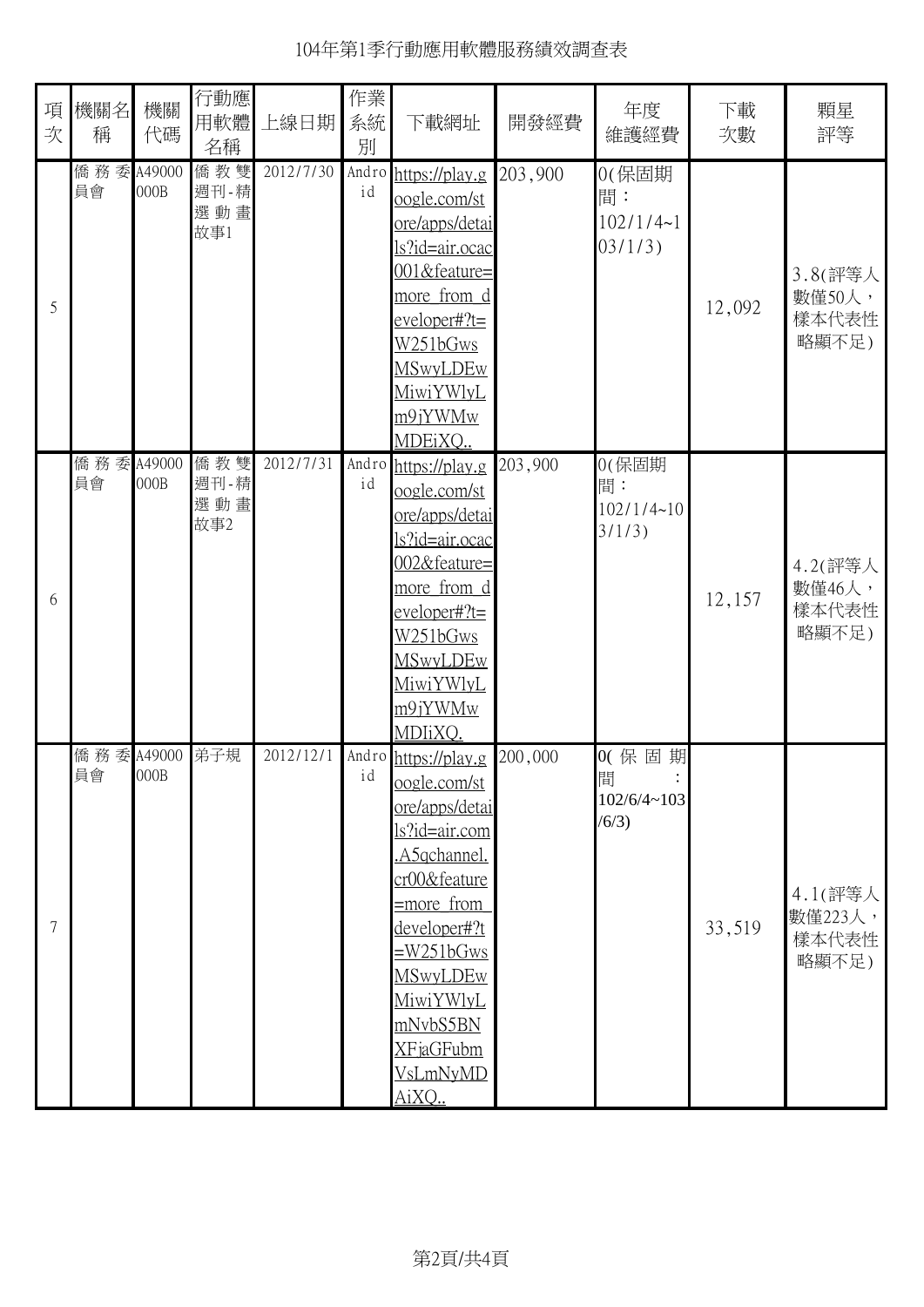# 104年第1季行動應用軟體服務績效調查表

| 項次 | 機關名稱 | 機關代碼 | 行動應用軟體名稱 | 上線日期 | 作業系統別 | 下載網址 | 開發經費 | 年度維護經費 | 下載次數 | 顆星評等 |
|---|---|---|---|---|---|---|---|---|---|---|
| 5 | 僑務委員會 | A49000000B | 僑教雙週刊-精選動畫故事1 | 2012/7/30 | Android | https://play.google.com/store/apps/details?id=air.ocac001&feature=more_from_developer#?t=W251bGwsMSwyLDEwMiwiYWlyLm9jYWMwMDEiXQ.. | 203,900 | 0(保固期間：102/1/4~103/1/3) | 12,092 | 3.8(評等人數僅50人，樣本代表性略顯不足) |
| 6 | 僑務委員會 | A49000000B | 僑教雙週刊-精選動畫故事2 | 2012/7/31 | Android | https://play.google.com/store/apps/details?id=air.ocac002&feature=more_from_developer#?t=W251bGwsMSwyLDEwMiwiYWlyLm9jYWMwMDIiXQ. | 203,900 | 0(保固期間：102/1/4~103/1/3) | 12,157 | 4.2(評等人數僅46人，樣本代表性略顯不足) |
| 7 | 僑務委員會 | A49000000B | 弟子規 | 2012/12/1 | Android | https://play.google.com/store/apps/details?id=air.com.A5qchannel.cr00&feature=more_from_developer#?t=W251bGwsMSwyLDEwMiwiYWlyLmNvbS5BNXFjaGFubmVsLmNyMDAiXQ.. | 200,000 | 0(保固期間：102/6/4~103/6/3) | 33,519 | 4.1(評等人數僅223人，樣本代表性略顯不足) |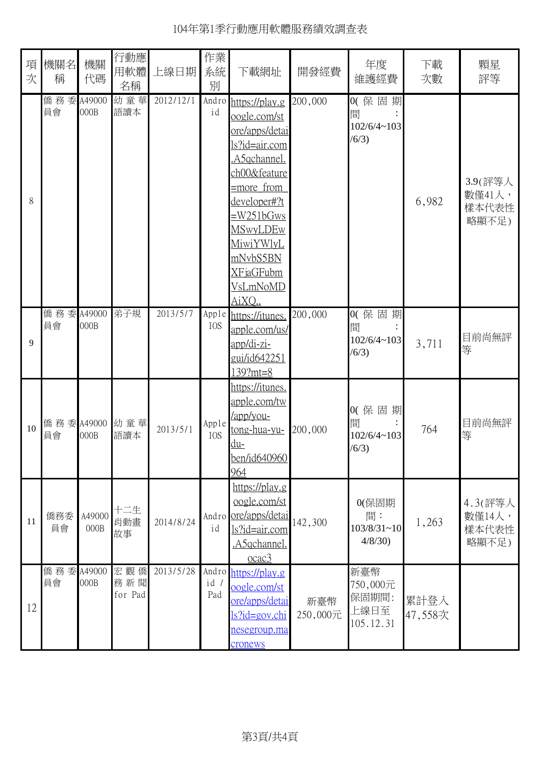# 104年第1季行動應用軟體服務績效調查表

| 項次 | 機關名稱 | 機關代碼 | 行動應用軟體名稱 | 上線日期 | 作業系統別 | 下載網址 | 開發經費 | 年度維護經費 | 下載次數 | 顆星評等 |
|---|---|---|---|---|---|---|---|---|---|---|
| 8 | 僑務委員會 | A49000000B | 幼童華語讀本 | 2012/12/1 | Android | https://play.google.com/store/apps/details?id=air.com.A5qchannel.ch00&feature=more_from_developer#?t=W251bGwsMSwyLDEwMiwiYWlyLmNvbS5BNXFjaGFubmVsLmNoMDAiXQ.. | 200,000 | 0(保固期間：102/6/4~103/6/3) | 6,982 | 3.9(評等人數僅41人，樣本代表性略顯不足) |
| 9 | 僑務委員會 | A49000000B | 弟子規 | 2013/5/7 | Apple IOS | https://itunes.apple.com/us/app/di-zi-gui/id642251139?mt=8 | 200,000 | 0(保固期間：102/6/4~103/6/3) | 3,711 | 目前尚無評等 |
| 10 | 僑務委員會 | A49000000B | 幼童華語讀本 | 2013/5/1 | Apple IOS | https://itunes.apple.com/tw/app/you-tong-hua-yu-du-ben/id640960964 | 200,000 | 0(保固期間：102/6/4~103/6/3) | 764 | 目前尚無評等 |
| 11 | 僑務委員會 | A49000000B | 十二生肖動畫故事 | 2014/8/24 | Android | https://play.google.com/store/apps/details?id=air.com.A5qchannel.ocac3 | 142,300 | 0(保固期間：103/8/31~104/8/30) | 1,263 | 4.3(評等人數僅14人，樣本代表性略顯不足) |
| 12 | 僑務委員會 | A49000000B | 宏觀僑務新聞 for Pad | 2013/5/28 | Android / Pad | https://play.google.com/store/apps/details?id=gov.chinesegroup.macronews | 新臺幣250,000元 | 新臺幣750,000元 保固期間：上線日至105.12.31 | 累計登入47,558次 | |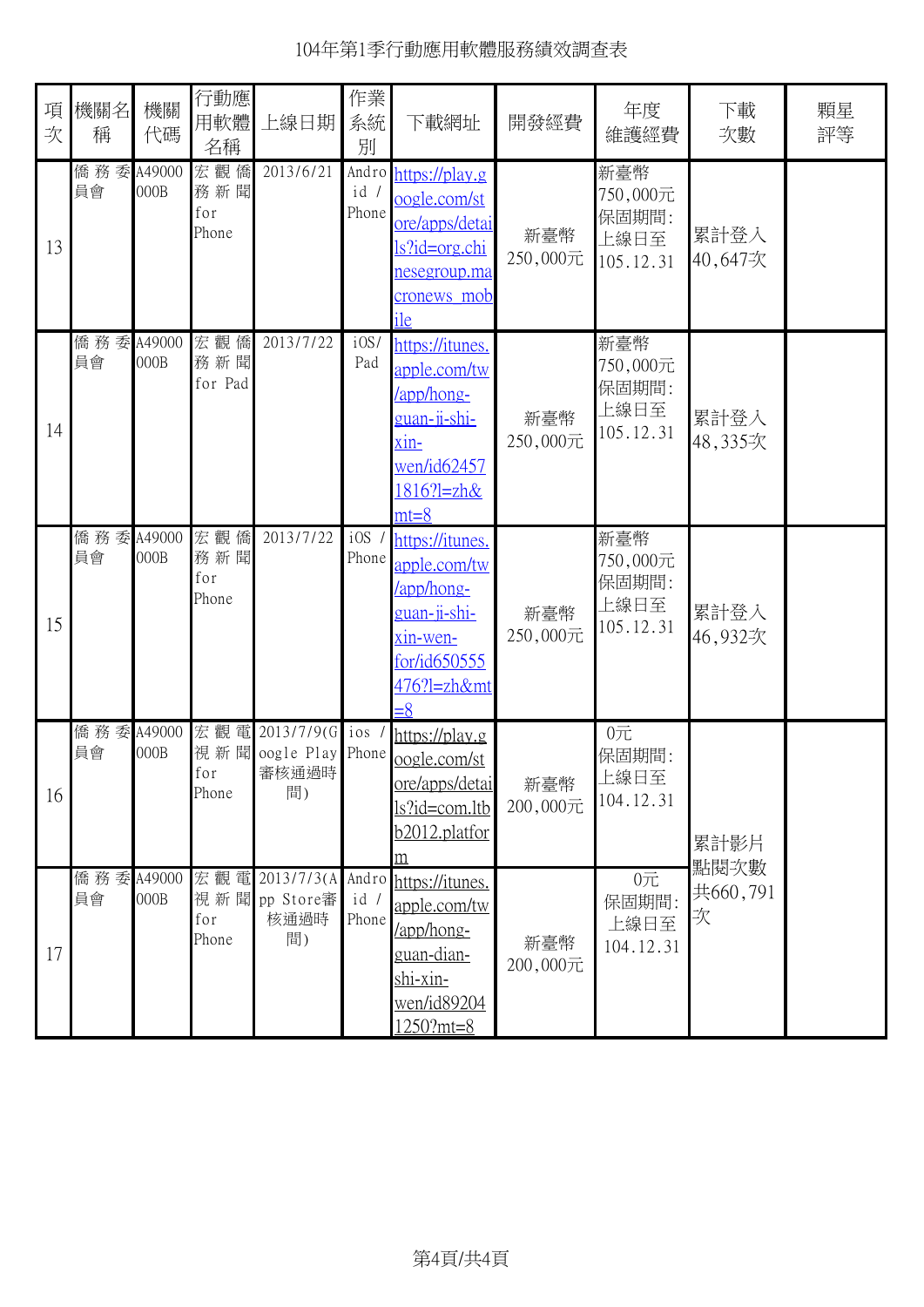104年第1季行動應用軟體服務績效調查表

| 項次 | 機關名稱 | 機關代碼 | 行動應用軟體名稱 | 上線日期 | 作業系統別 | 下載網址 | 開發經費 | 年度維護經費 | 下載次數 | 顆星評等 |
|---|---|---|---|---|---|---|---|---|---|---|
| 13 | 僑務委員會 | A49000000B | 宏觀僑務新聞 for Phone | 2013/6/21 | Android / Phone | https://play.google.com/store/apps/details?id=org.chinesegroup.macronews_mobile | 新臺幣250,000元 | 新臺幣750,000元 保固期間：上線日至105.12.31 | 累計登入40,647次 | |
| 14 | 僑務委員會 | A49000000B | 宏觀僑務新聞 for Pad | 2013/7/22 | iOS/ Pad | https://itunes.apple.com/tw/app/hong-guan-ji-shi-xin-wen/id624571816?l=zh&mt=8 | 新臺幣250,000元 | 新臺幣750,000元 保固期間：上線日至105.12.31 | 累計登入48,335次 | |
| 15 | 僑務委員會 | A49000000B | 宏觀僑務新聞 for Phone | 2013/7/22 | iOS / Phone | https://itunes.apple.com/tw/app/hong-guan-ji-shi-xin-wen-for/id650555476?l=zh&mt=8 | 新臺幣250,000元 | 新臺幣750,000元 保固期間：上線日至105.12.31 | 累計登入46,932次 | |
| 16 | 僑務委員會 | A49000000B | 宏觀電視新聞 for Phone | 2013/7/9(Google Play審核通過時間) | ios / Phone | https://play.google.com/store/apps/details?id=com.ltbb2012.platform | 新臺幣200,000元 | 0元 保固期間：上線日至104.12.31 | 累計影片點閱次數共660,791次 | |
| 17 | 僑務委員會 | A49000000B | 宏觀電視新聞 for Phone | 2013/7/3(App Store審核通過時間) | Android / Phone | https://itunes.apple.com/tw/app/hong-guan-dian-shi-xin-wen/id892041250?mt=8 | 新臺幣200,000元 | 0元 保固期間：上線日至104.12.31 | | |